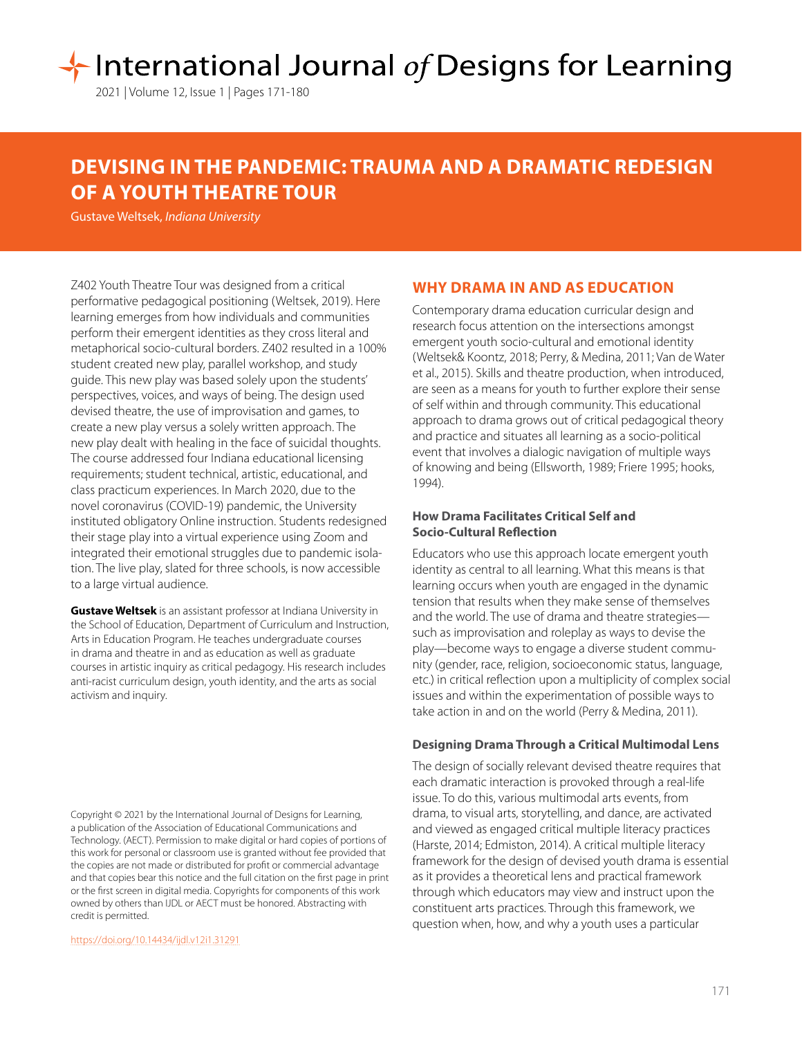# DEVISING IN THE PANDEMIC: TRAUMA AND A DRAMATIC REDESIGN OF A YOUTH THEATRE TOUR

Gustave Weltsek, *Indiana University*

Z402 Youth Theatre Tour was designed from a critical performative pedagogical positioning (Weltsek, 2019). Here learning emerges from how individuals and communities perform their emergent identities as they cross literal and metaphorical socio-cultural borders. Z402 resulted in a 100% student created new play, parallel workshop, and study guide. This new play was based solely upon the students' perspectives, voices, and ways of being. The design used devised theatre, the use of improvisation and games, to create a new play versus a solely written approach. The new play dealt with healing in the face of suicidal thoughts. The course addressed four Indiana educational licensing requirements; student technical, artistic, educational, and class practicum experiences. In March 2020, due to the novel coronavirus (COVID-19) pandemic, the University instituted obligatory Online instruction. Students redesigned their stage play into a virtual experience using Zoom and integrated their emotional struggles due to pandemic isolation. The live play, slated for three schools, is now accessible to a large virtual audience.

**Gustave Weltsek** is an assistant professor at Indiana University in the School of Education, Department of Curriculum and Instruction, Arts in Education Program. He teaches undergraduate courses in drama and theatre in and as education as well as graduate courses in artistic inquiry as critical pedagogy. His research includes anti-racist curriculum design, youth identity, and the arts as social activism and inquiry.

Copyright © 2021 by the International Journal of Designs for Learning, a publication of the Association of Educational Communications and Technology. (AECT). Permission to make digital or hard copies of portions of this work for personal or classroom use is granted without fee provided that the copies are not made or distributed for profit or commercial advantage and that copies bear this notice and the full citation on the first page in print or the first screen in digital media. Copyrights for components of this work owned by others than IJDL or AECT must be honored. Abstracting with credit is permitted.

https://doi.org/10.14434/ijdl.v12i1.31291

## WHY DRAMA IN AND AS EDUCATION

Contemporary drama education curricular design and research focus attention on the intersections amongst emergent youth socio-cultural and emotional identity (Weltsek& Koontz, 2018; Perry, & Medina, 2011; Van de Water et al., 2015). Skills and theatre production, when introduced, are seen as a means for youth to further explore their sense of self within and through community. This educational approach to drama grows out of critical pedagogical theory and practice and situates all learning as a socio-political event that involves a dialogic navigation of multiple ways of knowing and being (Ellsworth, 1989; Friere 1995; hooks, 1994).

### How Drama Facilitates Critical Self and Socio-Cultural Reflection

Educators who use this approach locate emergent youth identity as central to all learning. What this means is that learning occurs when youth are engaged in the dynamic tension that results when they make sense of themselves and the world. The use of drama and theatre strategies—such as improvisation and roleplay as ways to devise the play—become ways to engage a diverse student community (gender, race, religion, socioeconomic status, language, etc.) in critical reflection upon a multiplicity of complex social issues and within the experimentation of possible ways to take action in and on the world (Perry & Medina, 2011).

### Designing Drama Through a Critical Multimodal Lens

The design of socially relevant devised theatre requires that each dramatic interaction is provoked through a real-life issue. To do this, various multimodal arts events, from drama, to visual arts, storytelling, and dance, are activated and viewed as engaged critical multiple literacy practices (Harste, 2014; Edmiston, 2014). A critical multiple literacy framework for the design of devised youth drama is essential as it provides a theoretical lens and practical framework through which educators may view and instruct upon the constituent arts practices. Through this framework, we question when, how, and why a youth uses a particular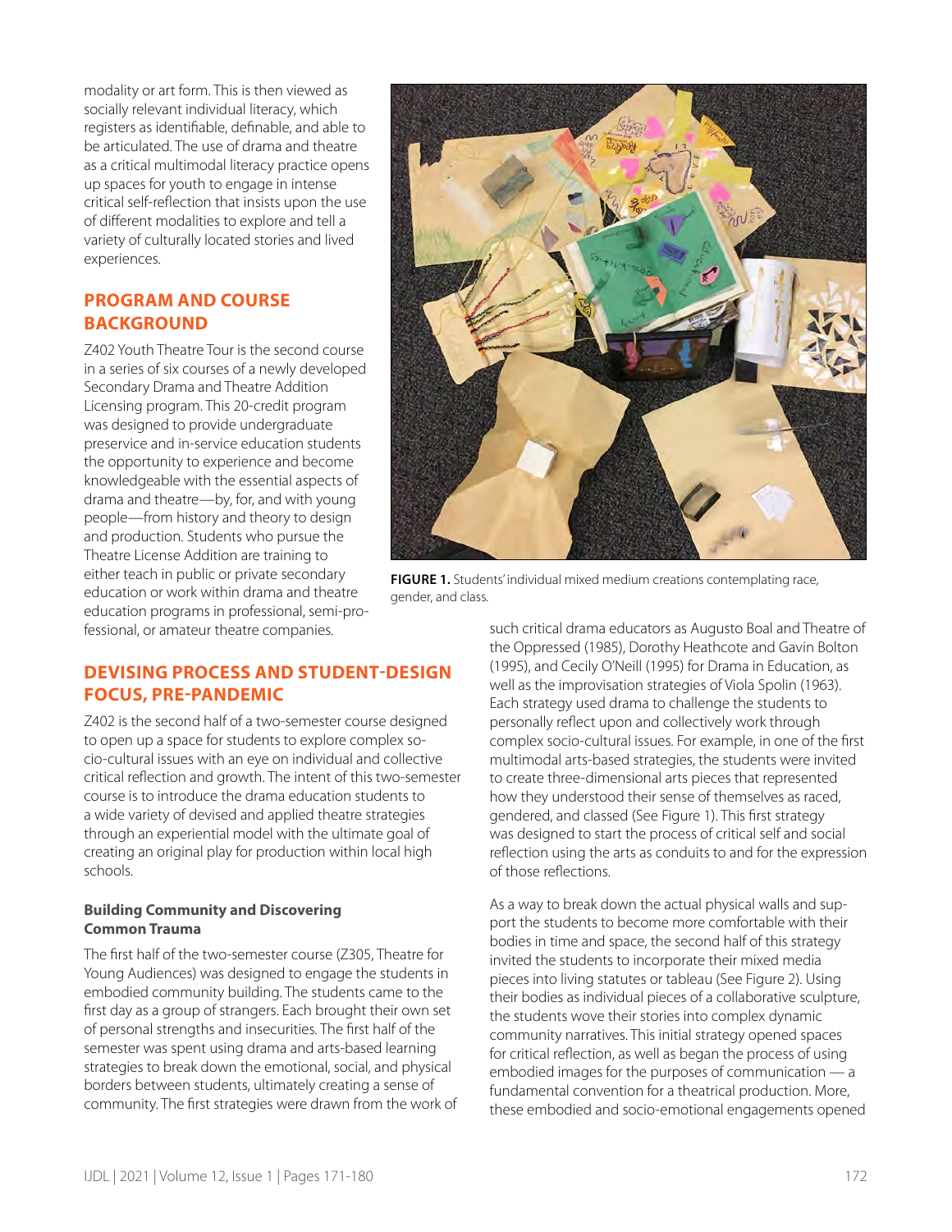modality or art form. This is then viewed as socially relevant individual literacy, which registers as identifiable, definable, and able to be articulated. The use of drama and theatre as a critical multimodal literacy practice opens up spaces for youth to engage in intense critical self-reflection that insists upon the use of different modalities to explore and tell a variety of culturally located stories and lived experiences.

## PROGRAM AND COURSE BACKGROUND

Z402 Youth Theatre Tour is the second course in a series of six courses of a newly developed Secondary Drama and Theatre Addition Licensing program. This 20-credit program was designed to provide undergraduate preservice and in-service education students the opportunity to experience and become knowledgeable with the essential aspects of drama and theatre—by, for, and with young people—from history and theory to design and production. Students who pursue the Theatre License Addition are training to either teach in public or private secondary education or work within drama and theatre education programs in professional, semi-professional, or amateur theatre companies.

**FIGURE 1.** Students' individual mixed medium creations contemplating race, gender, and class.

## DEVISING PROCESS AND STUDENT-DESIGN FOCUS, PRE-PANDEMIC

Z402 is the second half of a two-semester course designed to open up a space for students to explore complex socio-cultural issues with an eye on individual and collective critical reflection and growth. The intent of this two-semester course is to introduce the drama education students to a wide variety of devised and applied theatre strategies through an experiential model with the ultimate goal of creating an original play for production within local high schools.

### Building Community and Discovering Common Trauma

The first half of the two-semester course (Z305, Theatre for Young Audiences) was designed to engage the students in embodied community building. The students came to the first day as a group of strangers. Each brought their own set of personal strengths and insecurities. The first half of the semester was spent using drama and arts-based learning strategies to break down the emotional, social, and physical borders between students, ultimately creating a sense of community. The first strategies were drawn from the work of such critical drama educators as Augusto Boal and Theatre of the Oppressed (1985), Dorothy Heathcote and Gavin Bolton (1995), and Cecily O'Neill (1995) for Drama in Education, as well as the improvisation strategies of Viola Spolin (1963). Each strategy used drama to challenge the students to personally reflect upon and collectively work through complex socio-cultural issues. For example, in one of the first multimodal arts-based strategies, the students were invited to create three-dimensional arts pieces that represented how they understood their sense of themselves as raced, gendered, and classed (See Figure 1). This first strategy was designed to start the process of critical self and social reflection using the arts as conduits to and for the expression of those reflections.

As a way to break down the actual physical walls and support the students to become more comfortable with their bodies in time and space, the second half of this strategy invited the students to incorporate their mixed media pieces into living statutes or tableau (See Figure 2). Using their bodies as individual pieces of a collaborative sculpture, the students wove their stories into complex dynamic community narratives. This initial strategy opened spaces for critical reflection, as well as began the process of using embodied images for the purposes of communication — a fundamental convention for a theatrical production. More, these embodied and socio-emotional engagements opened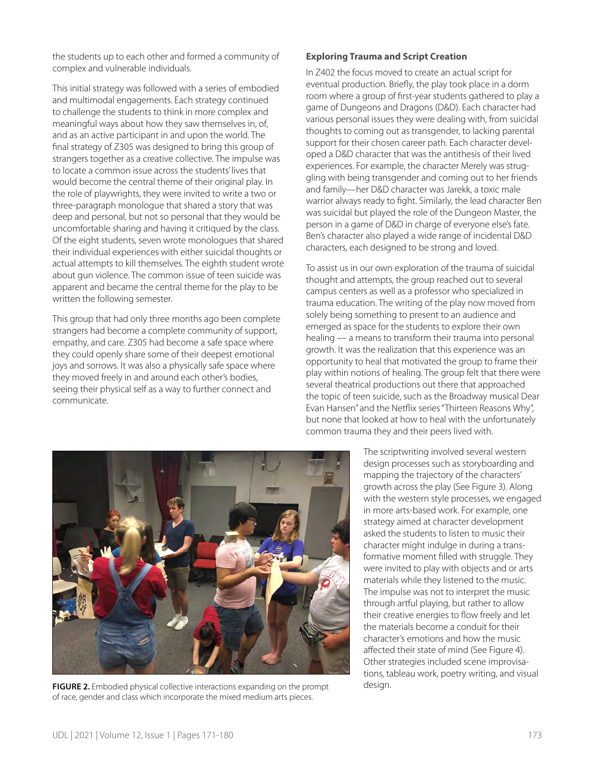the students up to each other and formed a community of complex and vulnerable individuals.

This initial strategy was followed with a series of embodied and multimodal engagements. Each strategy continued to challenge the students to think in more complex and meaningful ways about how they saw themselves in, of, and as an active participant in and upon the world. The final strategy of Z305 was designed to bring this group of strangers together as a creative collective. The impulse was to locate a common issue across the students' lives that would become the central theme of their original play. In the role of playwrights, they were invited to write a two or three-paragraph monologue that shared a story that was deep and personal, but not so personal that they would be uncomfortable sharing and having it critiqued by the class. Of the eight students, seven wrote monologues that shared their individual experiences with either suicidal thoughts or actual attempts to kill themselves. The eighth student wrote about gun violence. The common issue of teen suicide was apparent and became the central theme for the play to be written the following semester.

This group that had only three months ago been complete strangers had become a complete community of support, empathy, and care. Z305 had become a safe space where they could openly share some of their deepest emotional joys and sorrows. It was also a physically safe space where they moved freely in and around each other's bodies, seeing their physical self as a way to further connect and communicate.

**FIGURE 2.** Embodied physical collective interactions expanding on the prompt of race, gender and class which incorporate the mixed medium arts pieces.

### Exploring Trauma and Script Creation

In Z402 the focus moved to create an actual script for eventual production. Briefly, the play took place in a dorm room where a group of first-year students gathered to play a game of Dungeons and Dragons (D&D). Each character had various personal issues they were dealing with, from suicidal thoughts to coming out as transgender, to lacking parental support for their chosen career path. Each character developed a D&D character that was the antithesis of their lived experiences. For example, the character Merely was struggling with being transgender and coming out to her friends and family—her D&D character was Jarekk, a toxic male warrior always ready to fight. Similarly, the lead character Ben was suicidal but played the role of the Dungeon Master, the person in a game of D&D in charge of everyone else's fate. Ben's character also played a wide range of incidental D&D characters, each designed to be strong and loved.

To assist us in our own exploration of the trauma of suicidal thought and attempts, the group reached out to several campus centers as well as a professor who specialized in trauma education. The writing of the play now moved from solely being something to present to an audience and emerged as space for the students to explore their own healing — a means to transform their trauma into personal growth. It was the realization that this experience was an opportunity to heal that motivated the group to frame their play within notions of healing. The group felt that there were several theatrical productions out there that approached the topic of teen suicide, such as the Broadway musical Dear Evan Hansen" and the Netflix series "Thirteen Reasons Why", but none that looked at how to heal with the unfortunately common trauma they and their peers lived with.

The scriptwriting involved several western design processes such as storyboarding and mapping the trajectory of the characters' growth across the play (See Figure 3). Along with the western style processes, we engaged in more arts-based work. For example, one strategy aimed at character development asked the students to listen to music their character might indulge in during a transformative moment filled with struggle. They were invited to play with objects and or arts materials while they listened to the music. The impulse was not to interpret the music through artful playing, but rather to allow their creative energies to flow freely and let the materials become a conduit for their character's emotions and how the music affected their state of mind (See Figure 4). Other strategies included scene improvisations, tableau work, poetry writing, and visual design.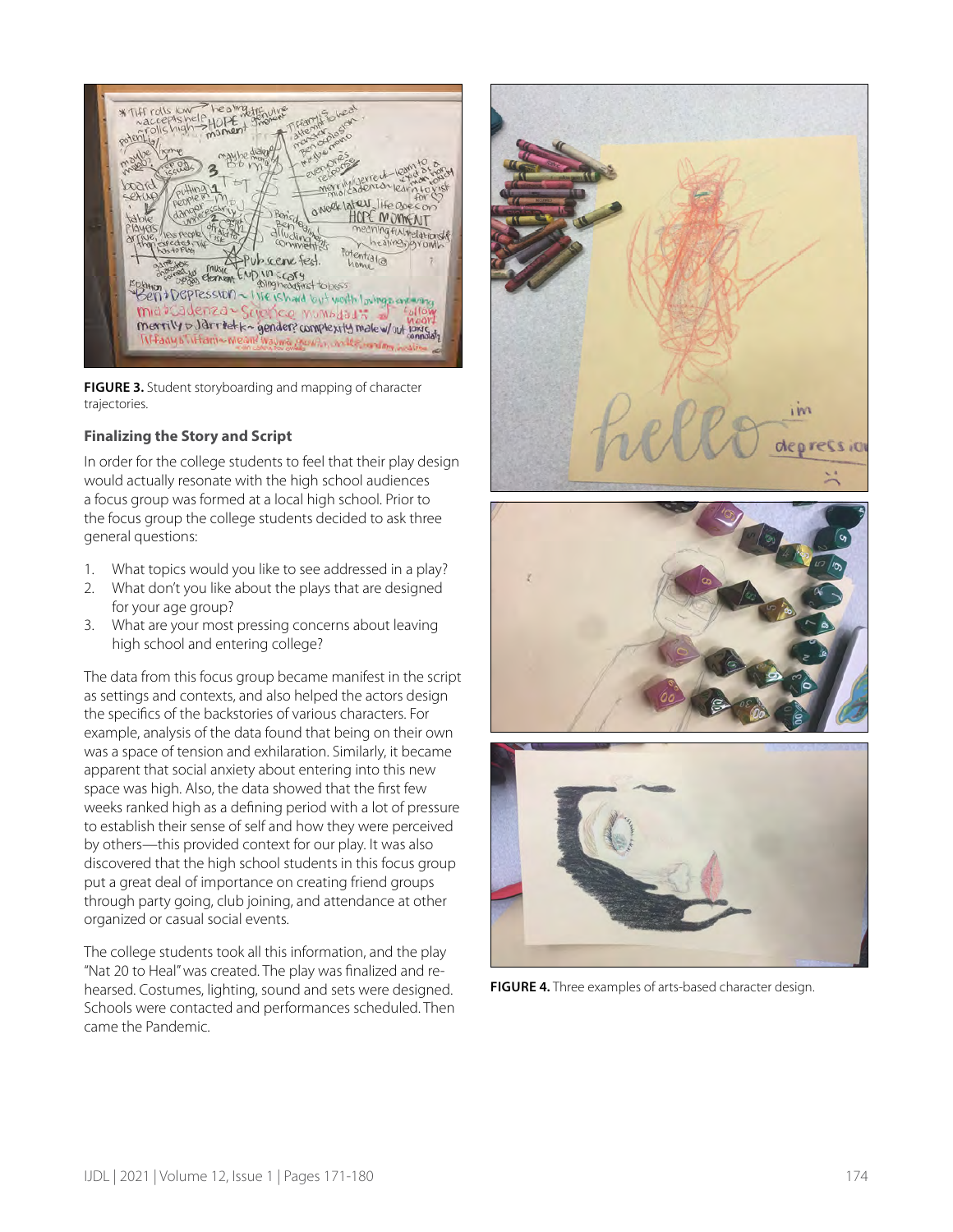FIGURE 3. Student storyboarding and mapping of character trajectories.

### Finalizing the Story and Script

In order for the college students to feel that their play design would actually resonate with the high school audiences a focus group was formed at a local high school. Prior to the focus group the college students decided to ask three general questions:

1. What topics would you like to see addressed in a play?
2. What don't you like about the plays that are designed for your age group?
3. What are your most pressing concerns about leaving high school and entering college?

The data from this focus group became manifest in the script as settings and contexts, and also helped the actors design the specifics of the backstories of various characters. For example, analysis of the data found that being on their own was a space of tension and exhilaration. Similarly, it became apparent that social anxiety about entering into this new space was high. Also, the data showed that the first few weeks ranked high as a defining period with a lot of pressure to establish their sense of self and how they were perceived by others—this provided context for our play. It was also discovered that the high school students in this focus group put a great deal of importance on creating friend groups through party going, club joining, and attendance at other organized or casual social events.

The college students took all this information, and the play "Nat 20 to Heal" was created. The play was finalized and rehearsed. Costumes, lighting, sound and sets were designed. Schools were contacted and performances scheduled. Then came the Pandemic.

FIGURE 4. Three examples of arts-based character design.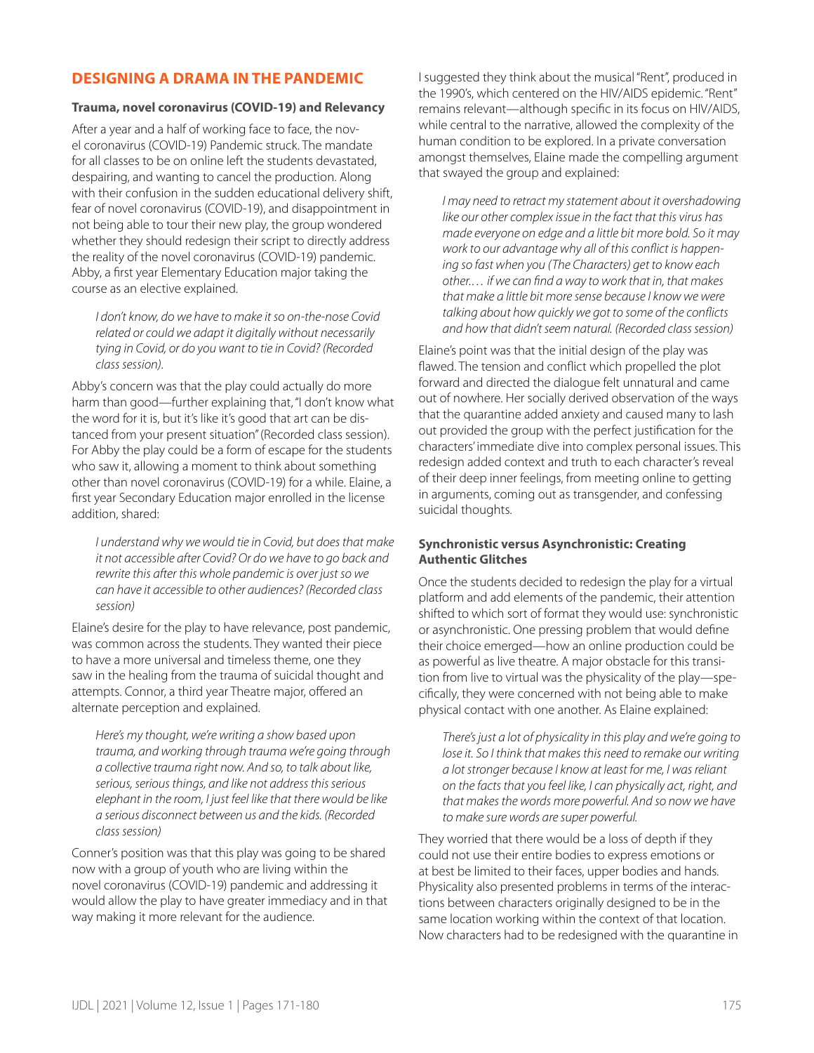## DESIGNING A DRAMA IN THE PANDEMIC

### Trauma, novel coronavirus (COVID-19) and Relevancy

After a year and a half of working face to face, the novel coronavirus (COVID-19) Pandemic struck. The mandate for all classes to be on online left the students devastated, despairing, and wanting to cancel the production. Along with their confusion in the sudden educational delivery shift, fear of novel coronavirus (COVID-19), and disappointment in not being able to tour their new play, the group wondered whether they should redesign their script to directly address the reality of the novel coronavirus (COVID-19) pandemic. Abby, a first year Elementary Education major taking the course as an elective explained.

> *I don't know, do we have to make it so on-the-nose Covid related or could we adapt it digitally without necessarily tying in Covid, or do you want to tie in Covid? (Recorded class session).*

Abby's concern was that the play could actually do more harm than good—further explaining that, "I don't know what the word for it is, but it's like it's good that art can be distanced from your present situation" (Recorded class session). For Abby the play could be a form of escape for the students who saw it, allowing a moment to think about something other than novel coronavirus (COVID-19) for a while. Elaine, a first year Secondary Education major enrolled in the license addition, shared:

> *I understand why we would tie in Covid, but does that make it not accessible after Covid? Or do we have to go back and rewrite this after this whole pandemic is over just so we can have it accessible to other audiences? (Recorded class session)*

Elaine's desire for the play to have relevance, post pandemic, was common across the students. They wanted their piece to have a more universal and timeless theme, one they saw in the healing from the trauma of suicidal thought and attempts. Connor, a third year Theatre major, offered an alternate perception and explained.

> *Here's my thought, we're writing a show based upon trauma, and working through trauma we're going through a collective trauma right now. And so, to talk about like, serious, serious things, and like not address this serious elephant in the room, I just feel like that there would be like a serious disconnect between us and the kids. (Recorded class session)*

Conner's position was that this play was going to be shared now with a group of youth who are living within the novel coronavirus (COVID-19) pandemic and addressing it would allow the play to have greater immediacy and in that way making it more relevant for the audience.

I suggested they think about the musical "Rent", produced in the 1990's, which centered on the HIV/AIDS epidemic. "Rent" remains relevant—although specific in its focus on HIV/AIDS, while central to the narrative, allowed the complexity of the human condition to be explored. In a private conversation amongst themselves, Elaine made the compelling argument that swayed the group and explained:

> *I may need to retract my statement about it overshadowing like our other complex issue in the fact that this virus has made everyone on edge and a little bit more bold. So it may work to our advantage why all of this conflict is happening so fast when you (The Characters) get to know each other.… if we can find a way to work that in, that makes that make a little bit more sense because I know we were talking about how quickly we got to some of the conflicts and how that didn't seem natural. (Recorded class session)*

Elaine's point was that the initial design of the play was flawed. The tension and conflict which propelled the plot forward and directed the dialogue felt unnatural and came out of nowhere. Her socially derived observation of the ways that the quarantine added anxiety and caused many to lash out provided the group with the perfect justification for the characters' immediate dive into complex personal issues. This redesign added context and truth to each character's reveal of their deep inner feelings, from meeting online to getting in arguments, coming out as transgender, and confessing suicidal thoughts.

### Synchronistic versus Asynchronistic: Creating Authentic Glitches

Once the students decided to redesign the play for a virtual platform and add elements of the pandemic, their attention shifted to which sort of format they would use: synchronistic or asynchronistic. One pressing problem that would define their choice emerged—how an online production could be as powerful as live theatre. A major obstacle for this transition from live to virtual was the physicality of the play—specifically, they were concerned with not being able to make physical contact with one another. As Elaine explained:

> *There's just a lot of physicality in this play and we're going to lose it. So I think that makes this need to remake our writing a lot stronger because I know at least for me, I was reliant on the facts that you feel like, I can physically act, right, and that makes the words more powerful. And so now we have to make sure words are super powerful.*

They worried that there would be a loss of depth if they could not use their entire bodies to express emotions or at best be limited to their faces, upper bodies and hands. Physicality also presented problems in terms of the interactions between characters originally designed to be in the same location working within the context of that location. Now characters had to be redesigned with the quarantine in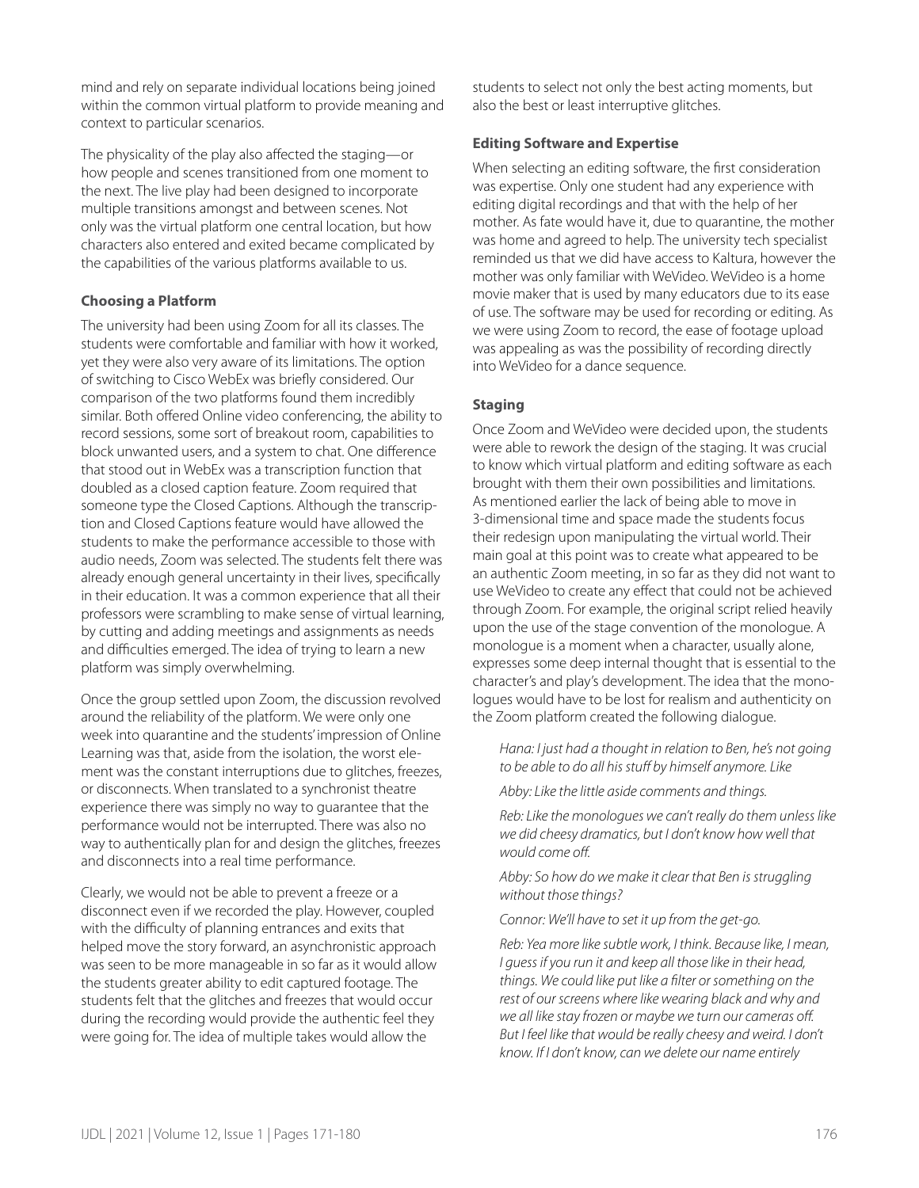mind and rely on separate individual locations being joined within the common virtual platform to provide meaning and context to particular scenarios.

The physicality of the play also affected the staging—or how people and scenes transitioned from one moment to the next. The live play had been designed to incorporate multiple transitions amongst and between scenes. Not only was the virtual platform one central location, but how characters also entered and exited became complicated by the capabilities of the various platforms available to us.

### Choosing a Platform

The university had been using Zoom for all its classes. The students were comfortable and familiar with how it worked, yet they were also very aware of its limitations. The option of switching to Cisco WebEx was briefly considered. Our comparison of the two platforms found them incredibly similar. Both offered Online video conferencing, the ability to record sessions, some sort of breakout room, capabilities to block unwanted users, and a system to chat. One difference that stood out in WebEx was a transcription function that doubled as a closed caption feature. Zoom required that someone type the Closed Captions. Although the transcription and Closed Captions feature would have allowed the students to make the performance accessible to those with audio needs, Zoom was selected. The students felt there was already enough general uncertainty in their lives, specifically in their education. It was a common experience that all their professors were scrambling to make sense of virtual learning, by cutting and adding meetings and assignments as needs and difficulties emerged. The idea of trying to learn a new platform was simply overwhelming.

Once the group settled upon Zoom, the discussion revolved around the reliability of the platform. We were only one week into quarantine and the students' impression of Online Learning was that, aside from the isolation, the worst element was the constant interruptions due to glitches, freezes, or disconnects. When translated to a synchronist theatre experience there was simply no way to guarantee that the performance would not be interrupted. There was also no way to authentically plan for and design the glitches, freezes and disconnects into a real time performance.

Clearly, we would not be able to prevent a freeze or a disconnect even if we recorded the play. However, coupled with the difficulty of planning entrances and exits that helped move the story forward, an asynchronistic approach was seen to be more manageable in so far as it would allow the students greater ability to edit captured footage. The students felt that the glitches and freezes that would occur during the recording would provide the authentic feel they were going for. The idea of multiple takes would allow the students to select not only the best acting moments, but also the best or least interruptive glitches.

### Editing Software and Expertise

When selecting an editing software, the first consideration was expertise. Only one student had any experience with editing digital recordings and that with the help of her mother. As fate would have it, due to quarantine, the mother was home and agreed to help. The university tech specialist reminded us that we did have access to Kaltura, however the mother was only familiar with WeVideo. WeVideo is a home movie maker that is used by many educators due to its ease of use. The software may be used for recording or editing. As we were using Zoom to record, the ease of footage upload was appealing as was the possibility of recording directly into WeVideo for a dance sequence.

### Staging

Once Zoom and WeVideo were decided upon, the students were able to rework the design of the staging. It was crucial to know which virtual platform and editing software as each brought with them their own possibilities and limitations. As mentioned earlier the lack of being able to move in 3-dimensional time and space made the students focus their redesign upon manipulating the virtual world. Their main goal at this point was to create what appeared to be an authentic Zoom meeting, in so far as they did not want to use WeVideo to create any effect that could not be achieved through Zoom. For example, the original script relied heavily upon the use of the stage convention of the monologue. A monologue is a moment when a character, usually alone, expresses some deep internal thought that is essential to the character's and play's development. The idea that the monologues would have to be lost for realism and authenticity on the Zoom platform created the following dialogue.

> *Hana: I just had a thought in relation to Ben, he's not going to be able to do all his stuff by himself anymore. Like*
>
> *Abby: Like the little aside comments and things.*
>
> *Reb: Like the monologues we can't really do them unless like we did cheesy dramatics, but I don't know how well that would come off.*
>
> *Abby: So how do we make it clear that Ben is struggling without those things?*
>
> *Connor: We'll have to set it up from the get-go.*
>
> *Reb: Yea more like subtle work, I think. Because like, I mean, I guess if you run it and keep all those like in their head, things. We could like put like a filter or something on the rest of our screens where like wearing black and why and we all like stay frozen or maybe we turn our cameras off. But I feel like that would be really cheesy and weird. I don't know. If I don't know, can we delete our name entirely*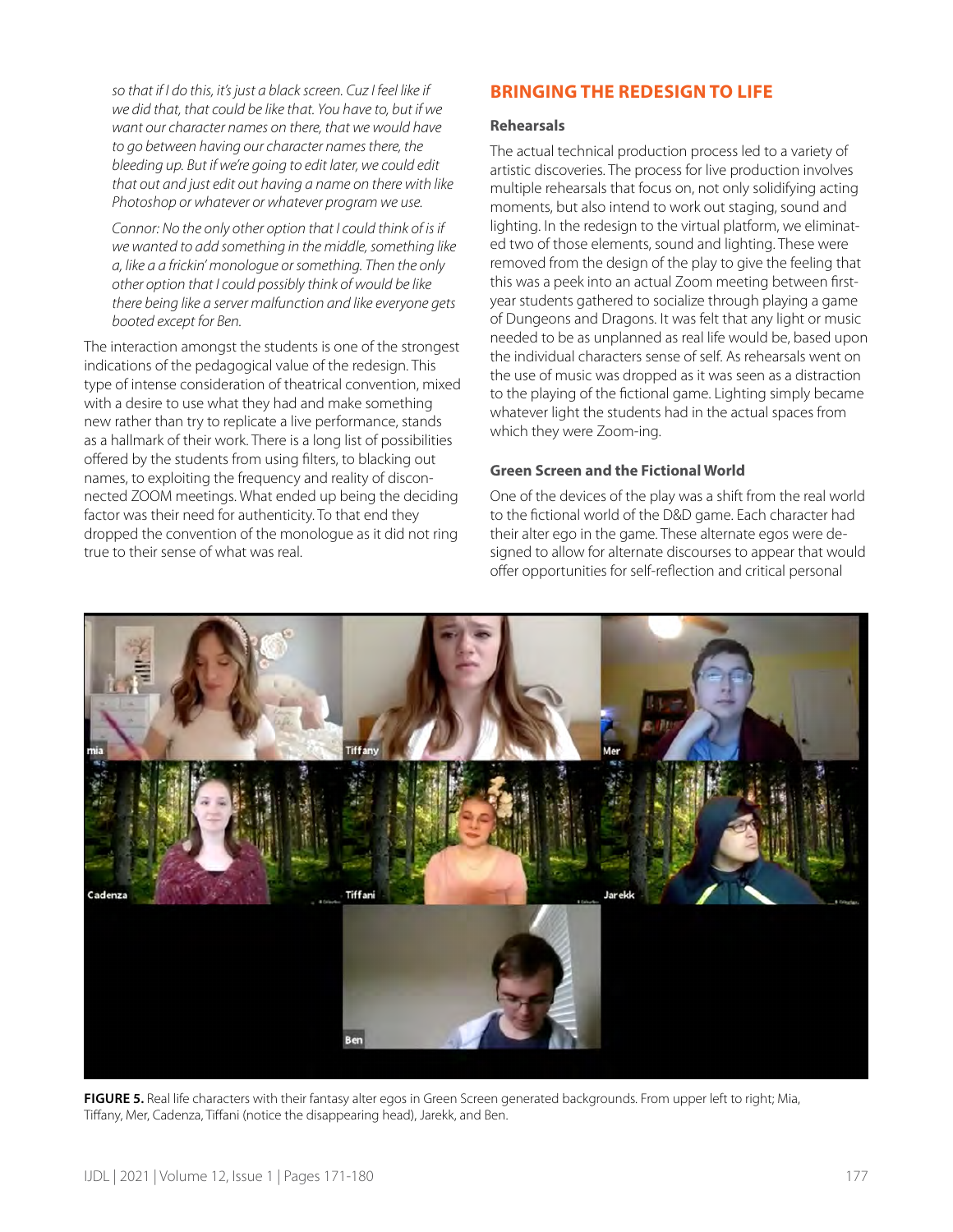*so that if I do this, it's just a black screen. Cuz I feel like if we did that, that could be like that. You have to, but if we want our character names on there, that we would have to go between having our character names there, the bleeding up. But if we're going to edit later, we could edit that out and just edit out having a name on there with like Photoshop or whatever or whatever program we use.*

*Connor: No the only other option that I could think of is if we wanted to add something in the middle, something like a, like a a frickin' monologue or something. Then the only other option that I could possibly think of would be like there being like a server malfunction and like everyone gets booted except for Ben.*

The interaction amongst the students is one of the strongest indications of the pedagogical value of the redesign. This type of intense consideration of theatrical convention, mixed with a desire to use what they had and make something new rather than try to replicate a live performance, stands as a hallmark of their work. There is a long list of possibilities offered by the students from using filters, to blacking out names, to exploiting the frequency and reality of disconnected ZOOM meetings. What ended up being the deciding factor was their need for authenticity. To that end they dropped the convention of the monologue as it did not ring true to their sense of what was real.

## BRINGING THE REDESIGN TO LIFE

### Rehearsals

The actual technical production process led to a variety of artistic discoveries. The process for live production involves multiple rehearsals that focus on, not only solidifying acting moments, but also intend to work out staging, sound and lighting. In the redesign to the virtual platform, we eliminated two of those elements, sound and lighting. These were removed from the design of the play to give the feeling that this was a peek into an actual Zoom meeting between first-year students gathered to socialize through playing a game of Dungeons and Dragons. It was felt that any light or music needed to be as unplanned as real life would be, based upon the individual characters sense of self. As rehearsals went on the use of music was dropped as it was seen as a distraction to the playing of the fictional game. Lighting simply became whatever light the students had in the actual spaces from which they were Zoom-ing.

### Green Screen and the Fictional World

One of the devices of the play was a shift from the real world to the fictional world of the D&D game. Each character had their alter ego in the game. These alternate egos were designed to allow for alternate discourses to appear that would offer opportunities for self-reflection and critical personal

**FIGURE 5.** Real life characters with their fantasy alter egos in Green Screen generated backgrounds. From upper left to right; Mia, Tiffany, Mer, Cadenza, Tiffani (notice the disappearing head), Jarekk, and Ben.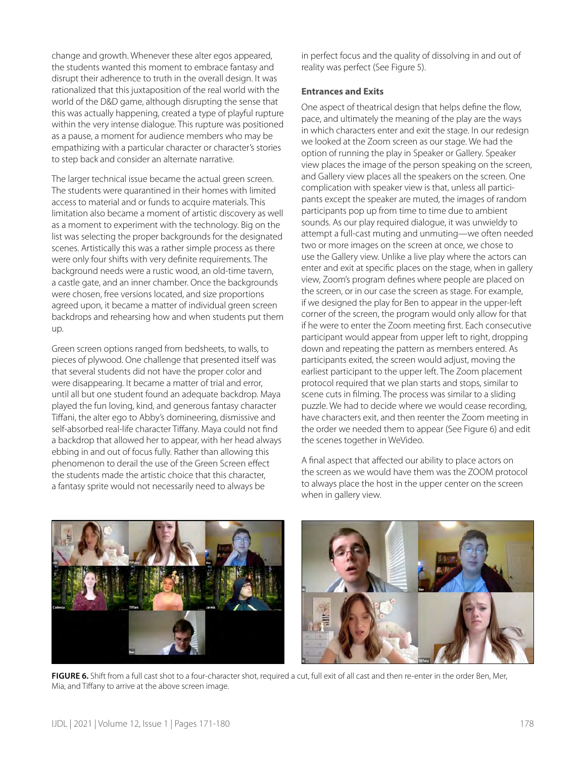change and growth. Whenever these alter egos appeared, the students wanted this moment to embrace fantasy and disrupt their adherence to truth in the overall design. It was rationalized that this juxtaposition of the real world with the world of the D&D game, although disrupting the sense that this was actually happening, created a type of playful rupture within the very intense dialogue. This rupture was positioned as a pause, a moment for audience members who may be empathizing with a particular character or character's stories to step back and consider an alternate narrative.

The larger technical issue became the actual green screen. The students were quarantined in their homes with limited access to material and or funds to acquire materials. This limitation also became a moment of artistic discovery as well as a moment to experiment with the technology. Big on the list was selecting the proper backgrounds for the designated scenes. Artistically this was a rather simple process as there were only four shifts with very definite requirements. The background needs were a rustic wood, an old-time tavern, a castle gate, and an inner chamber. Once the backgrounds were chosen, free versions located, and size proportions agreed upon, it became a matter of individual green screen backdrops and rehearsing how and when students put them up.

Green screen options ranged from bedsheets, to walls, to pieces of plywood. One challenge that presented itself was that several students did not have the proper color and were disappearing. It became a matter of trial and error, until all but one student found an adequate backdrop. Maya played the fun loving, kind, and generous fantasy character Tiffani, the alter ego to Abby's domineering, dismissive and self-absorbed real-life character Tiffany. Maya could not find a backdrop that allowed her to appear, with her head always ebbing in and out of focus fully. Rather than allowing this phenomenon to derail the use of the Green Screen effect the students made the artistic choice that this character, a fantasy sprite would not necessarily need to always be in perfect focus and the quality of dissolving in and out of reality was perfect (See Figure 5).

### Entrances and Exits

One aspect of theatrical design that helps define the flow, pace, and ultimately the meaning of the play are the ways in which characters enter and exit the stage. In our redesign we looked at the Zoom screen as our stage. We had the option of running the play in Speaker or Gallery. Speaker view places the image of the person speaking on the screen, and Gallery view places all the speakers on the screen. One complication with speaker view is that, unless all participants except the speaker are muted, the images of random participants pop up from time to time due to ambient sounds. As our play required dialogue, it was unwieldy to attempt a full-cast muting and unmuting—we often needed two or more images on the screen at once, we chose to use the Gallery view. Unlike a live play where the actors can enter and exit at specific places on the stage, when in gallery view, Zoom's program defines where people are placed on the screen, or in our case the screen as stage. For example, if we designed the play for Ben to appear in the upper-left corner of the screen, the program would only allow for that if he were to enter the Zoom meeting first. Each consecutive participant would appear from upper left to right, dropping down and repeating the pattern as members entered. As participants exited, the screen would adjust, moving the earliest participant to the upper left. The Zoom placement protocol required that we plan starts and stops, similar to scene cuts in filming. The process was similar to a sliding puzzle. We had to decide where we would cease recording, have characters exit, and then reenter the Zoom meeting in the order we needed them to appear (See Figure 6) and edit the scenes together in WeVideo.

A final aspect that affected our ability to place actors on the screen as we would have them was the ZOOM protocol to always place the host in the upper center on the screen when in gallery view.

**FIGURE 6.** Shift from a full cast shot to a four-character shot, required a cut, full exit of all cast and then re-enter in the order Ben, Mer, Mia, and Tiffany to arrive at the above screen image.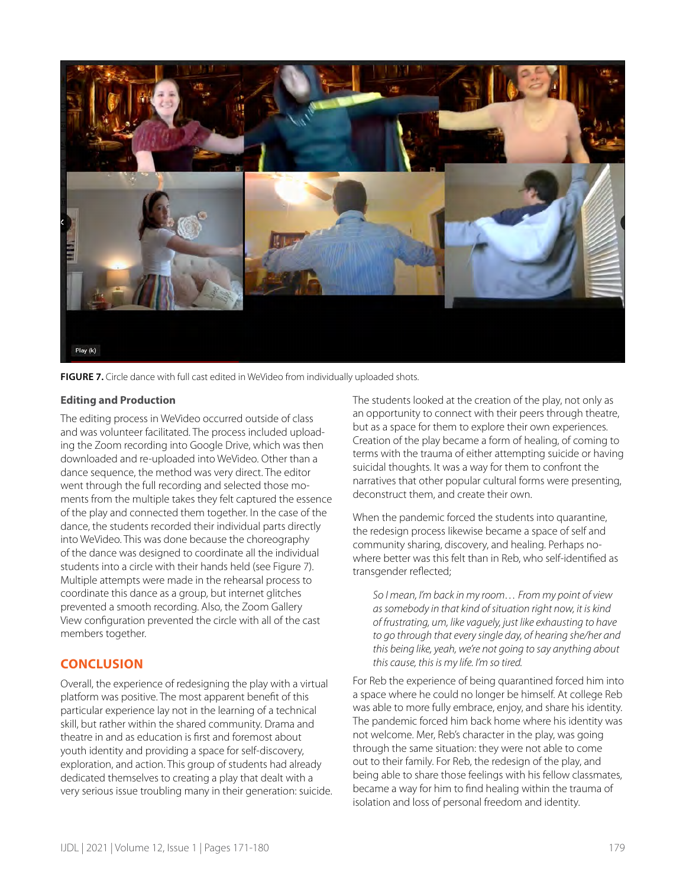**FIGURE 7.** Circle dance with full cast edited in WeVideo from individually uploaded shots.

### Editing and Production

The editing process in WeVideo occurred outside of class and was volunteer facilitated. The process included uploading the Zoom recording into Google Drive, which was then downloaded and re-uploaded into WeVideo. Other than a dance sequence, the method was very direct. The editor went through the full recording and selected those moments from the multiple takes they felt captured the essence of the play and connected them together. In the case of the dance, the students recorded their individual parts directly into WeVideo. This was done because the choreography of the dance was designed to coordinate all the individual students into a circle with their hands held (see Figure 7). Multiple attempts were made in the rehearsal process to coordinate this dance as a group, but internet glitches prevented a smooth recording. Also, the Zoom Gallery View configuration prevented the circle with all of the cast members together.

## CONCLUSION

Overall, the experience of redesigning the play with a virtual platform was positive. The most apparent benefit of this particular experience lay not in the learning of a technical skill, but rather within the shared community. Drama and theatre in and as education is first and foremost about youth identity and providing a space for self-discovery, exploration, and action. This group of students had already dedicated themselves to creating a play that dealt with a very serious issue troubling many in their generation: suicide. The students looked at the creation of the play, not only as an opportunity to connect with their peers through theatre, but as a space for them to explore their own experiences. Creation of the play became a form of healing, of coming to terms with the trauma of either attempting suicide or having suicidal thoughts. It was a way for them to confront the narratives that other popular cultural forms were presenting, deconstruct them, and create their own.

When the pandemic forced the students into quarantine, the redesign process likewise became a space of self and community sharing, discovery, and healing. Perhaps nowhere better was this felt than in Reb, who self-identified as transgender reflected;

> *So I mean, I'm back in my room… From my point of view as somebody in that kind of situation right now, it is kind of frustrating, um, like vaguely, just like exhausting to have to go through that every single day, of hearing she/her and this being like, yeah, we're not going to say anything about this cause, this is my life. I'm so tired.*

For Reb the experience of being quarantined forced him into a space where he could no longer be himself. At college Reb was able to more fully embrace, enjoy, and share his identity. The pandemic forced him back home where his identity was not welcome. Mer, Reb's character in the play, was going through the same situation: they were not able to come out to their family. For Reb, the redesign of the play, and being able to share those feelings with his fellow classmates, became a way for him to find healing within the trauma of isolation and loss of personal freedom and identity.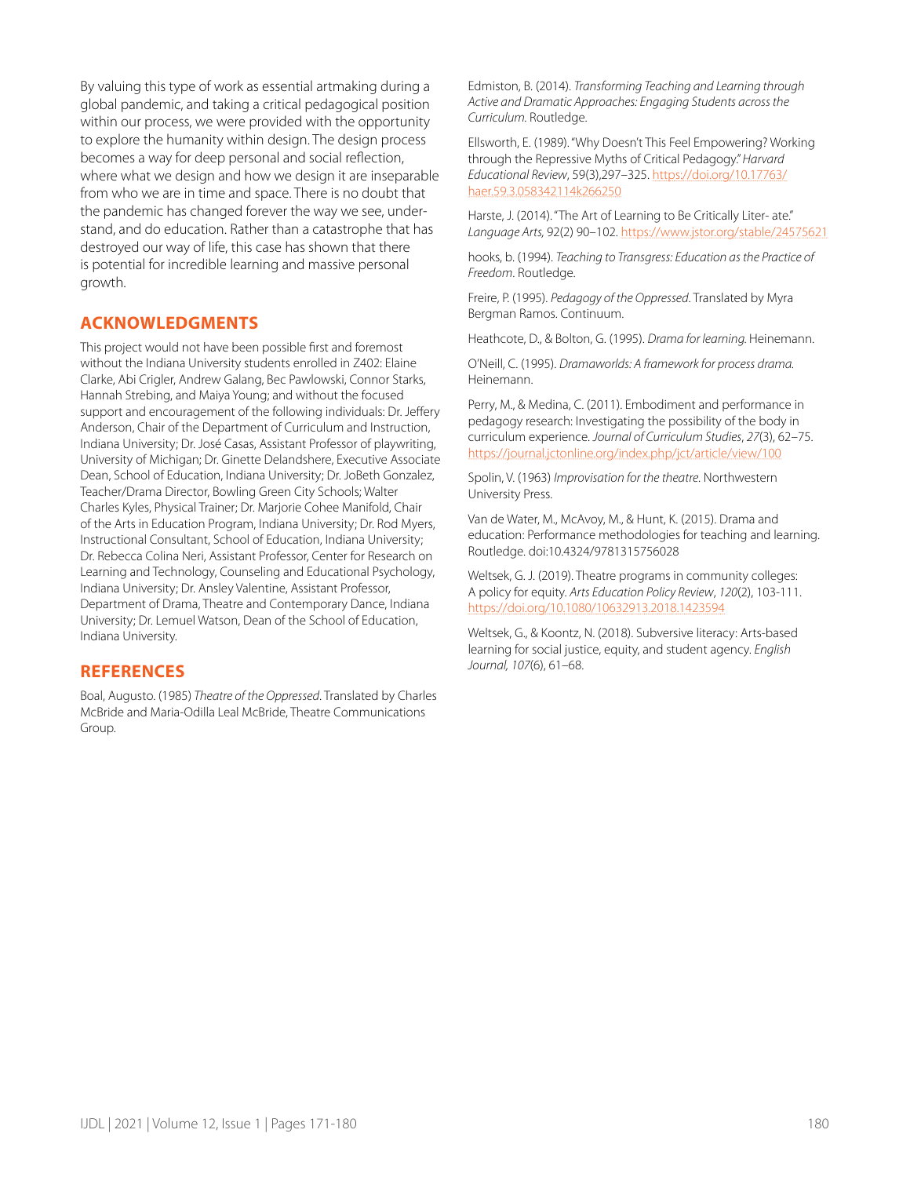By valuing this type of work as essential artmaking during a global pandemic, and taking a critical pedagogical position within our process, we were provided with the opportunity to explore the humanity within design. The design process becomes a way for deep personal and social reflection, where what we design and how we design it are inseparable from who we are in time and space. There is no doubt that the pandemic has changed forever the way we see, understand, and do education. Rather than a catastrophe that has destroyed our way of life, this case has shown that there is potential for incredible learning and massive personal growth.

## ACKNOWLEDGMENTS

This project would not have been possible first and foremost without the Indiana University students enrolled in Z402: Elaine Clarke, Abi Crigler, Andrew Galang, Bec Pawlowski, Connor Starks, Hannah Strebing, and Maiya Young; and without the focused support and encouragement of the following individuals: Dr. Jeffery Anderson, Chair of the Department of Curriculum and Instruction, Indiana University; Dr. José Casas, Assistant Professor of playwriting, University of Michigan; Dr. Ginette Delandshere, Executive Associate Dean, School of Education, Indiana University; Dr. JoBeth Gonzalez, Teacher/Drama Director, Bowling Green City Schools; Walter Charles Kyles, Physical Trainer; Dr. Marjorie Cohee Manifold, Chair of the Arts in Education Program, Indiana University; Dr. Rod Myers, Instructional Consultant, School of Education, Indiana University; Dr. Rebecca Colina Neri, Assistant Professor, Center for Research on Learning and Technology, Counseling and Educational Psychology, Indiana University; Dr. Ansley Valentine, Assistant Professor, Department of Drama, Theatre and Contemporary Dance, Indiana University; Dr. Lemuel Watson, Dean of the School of Education, Indiana University.

## REFERENCES

Boal, Augusto. (1985) *Theatre of the Oppressed*. Translated by Charles McBride and Maria-Odilla Leal McBride, Theatre Communications Group.

Edmiston, B. (2014). *Transforming Teaching and Learning through Active and Dramatic Approaches: Engaging Students across the Curriculum.* Routledge.

Ellsworth, E. (1989). "Why Doesn't This Feel Empowering? Working through the Repressive Myths of Critical Pedagogy." *Harvard Educational Review*, 59(3),297–325. https://doi.org/10.17763/haer.59.3.058342114k266250

Harste, J. (2014). "The Art of Learning to Be Critically Liter- ate." *Language Arts,* 92(2) 90–102. https://www.jstor.org/stable/24575621

hooks, b. (1994). *Teaching to Transgress: Education as the Practice of Freedom*. Routledge.

Freire, P. (1995). *Pedagogy of the Oppressed*. Translated by Myra Bergman Ramos. Continuum.

Heathcote, D., & Bolton, G. (1995). *Drama for learning.* Heinemann.

O'Neill, C. (1995). *Dramaworlds: A framework for process drama.* Heinemann.

Perry, M., & Medina, C. (2011). Embodiment and performance in pedagogy research: Investigating the possibility of the body in curriculum experience. *Journal of Curriculum Studies*, *27*(3), 62–75. https://journal.jctonline.org/index.php/jct/article/view/100

Spolin, V. (1963) *Improvisation for the theatre*. Northwestern University Press.

Van de Water, M., McAvoy, M., & Hunt, K. (2015). Drama and education: Performance methodologies for teaching and learning. Routledge. doi:10.4324/9781315756028

Weltsek, G. J. (2019). Theatre programs in community colleges: A policy for equity. *Arts Education Policy Review*, *120*(2), 103-111. https://doi.org/10.1080/10632913.2018.1423594

Weltsek, G., & Koontz, N. (2018). Subversive literacy: Arts-based learning for social justice, equity, and student agency. *English Journal, 107*(6), 61–68.